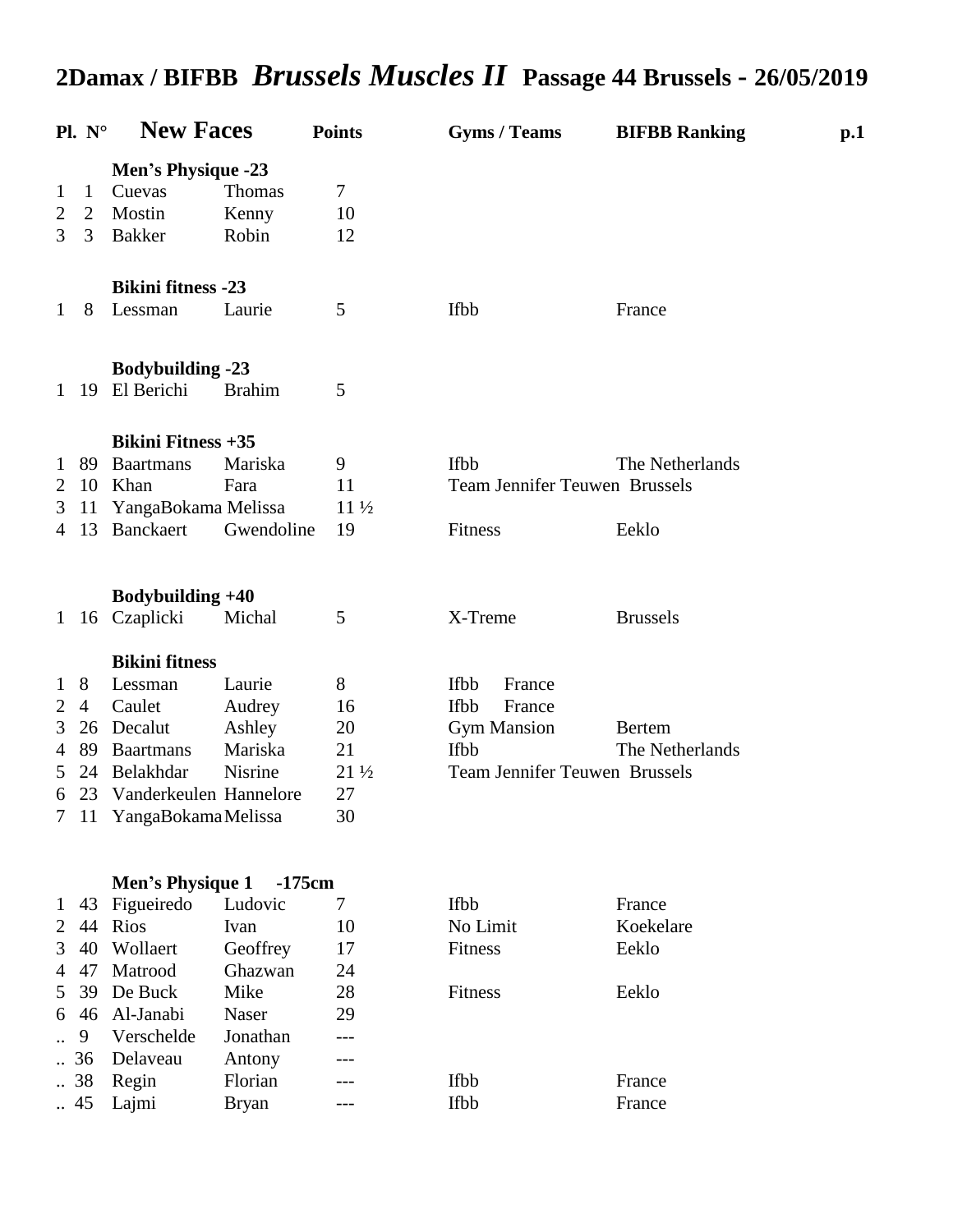# 2Damax / BIFBB *Brussels Muscles II* Passage 44 Brussels - 26/05/2019

| Pl. | N° | New Faces | | Points | Gyms / Teams | BIFBB Ranking |
|---|---|---|---|---|---|---|
| | | **Men's Physique -23** | | | | |
| 1 | 1 | Cuevas | Thomas | 7 | | |
| 2 | 2 | Mostin | Kenny | 10 | | |
| 3 | 3 | Bakker | Robin | 12 | | |
| | | **Bikini fitness -23** | | | | |
| 1 | 8 | Lessman | Laurie | 5 | Ifbb | France |
| | | **Bodybuilding -23** | | | | |
| 1 | 19 | El Berichi | Brahim | 5 | | |
| | | **Bikini Fitness +35** | | | | |
| 1 | 89 | Baartmans | Mariska | 9 | Ifbb | The Netherlands |
| 2 | 10 | Khan | Fara | 11 | Team Jennifer Teuwen | Brussels |
| 3 | 11 | YangaBokama | Melissa | 11 ½ | | |
| 4 | 13 | Banckaert | Gwendoline | 19 | Fitness | Eeklo |
| | | **Bodybuilding +40** | | | | |
| 1 | 16 | Czaplicki | Michal | 5 | X-Treme | Brussels |
| | | **Bikini fitness** | | | | |
| 1 | 8 | Lessman | Laurie | 8 | Ifbb France | |
| 2 | 4 | Caulet | Audrey | 16 | Ifbb France | |
| 3 | 26 | Decalut | Ashley | 20 | Gym Mansion | Bertem |
| 4 | 89 | Baartmans | Mariska | 21 | Ifbb | The Netherlands |
| 5 | 24 | Belakhdar | Nisrine | 21 ½ | Team Jennifer Teuwen | Brussels |
| 6 | 23 | Vanderkeulen | Hannelore | 27 | | |
| 7 | 11 | YangaBokama | Melissa | 30 | | |
| | | **Men's Physique 1 -175cm** | | | | |
| 1 | 43 | Figueiredo | Ludovic | 7 | Ifbb | France |
| 2 | 44 | Rios | Ivan | 10 | No Limit | Koekelare |
| 3 | 40 | Wollaert | Geoffrey | 17 | Fitness | Eeklo |
| 4 | 47 | Matrood | Ghazwan | 24 | | |
| 5 | 39 | De Buck | Mike | 28 | Fitness | Eeklo |
| 6 | 46 | Al-Janabi | Naser | 29 | | |
| .. | 9 | Verschelde | Jonathan | --- | | |
| .. | 36 | Delaveau | Antony | --- | | |
| .. | 38 | Regin | Florian | --- | Ifbb | France |
| .. | 45 | Lajmi | Bryan | --- | Ifbb | France |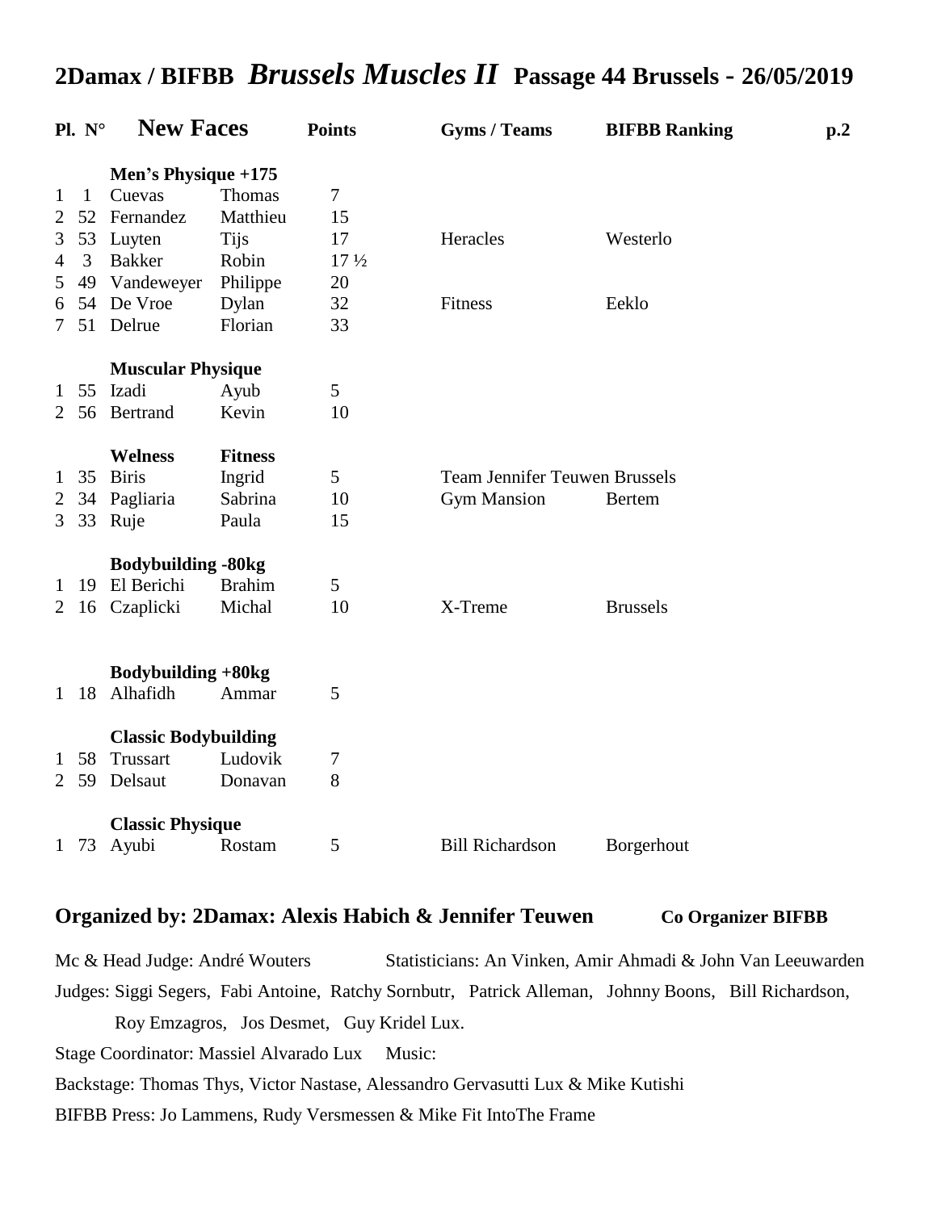# 2Damax / BIFBB *Brussels Muscles II* Passage 44 Brussels - 26/05/2019

| Pl. | N° | New Faces | | Points | Gyms / Teams | BIFBB Ranking |
|---|---|---|---|---|---|---|
| | | **Men's Physique +175** | | | | |
| 1 | 1 | Cuevas | Thomas | 7 | | |
| 2 | 52 | Fernandez | Matthieu | 15 | | |
| 3 | 53 | Luyten | Tijs | 17 | Heracles | Westerlo |
| 4 | 3 | Bakker | Robin | 17 ½ | | |
| 5 | 49 | Vandeweyer | Philippe | 20 | | |
| 6 | 54 | De Vroe | Dylan | 32 | Fitness | Eeklo |
| 7 | 51 | Delrue | Florian | 33 | | |
| | | **Muscular Physique** | | | | |
| 1 | 55 | Izadi | Ayub | 5 | | |
| 2 | 56 | Bertrand | Kevin | 10 | | |
| | | **Welness** | **Fitness** | | | |
| 1 | 35 | Biris | Ingrid | 5 | Team Jennifer Teuwen Brussels | |
| 2 | 34 | Pagliaria | Sabrina | 10 | Gym Mansion | Bertem |
| 3 | 33 | Ruje | Paula | 15 | | |
| | | **Bodybuilding -80kg** | | | | |
| 1 | 19 | El Berichi | Brahim | 5 | | |
| 2 | 16 | Czaplicki | Michal | 10 | X-Treme | Brussels |
| | | **Bodybuilding +80kg** | | | | |
| 1 | 18 | Alhafidh | Ammar | 5 | | |
| | | **Classic Bodybuilding** | | | | |
| 1 | 58 | Trussart | Ludovik | 7 | | |
| 2 | 59 | Delsaut | Donavan | 8 | | |
| | | **Classic Physique** | | | | |
| 1 | 73 | Ayubi | Rostam | 5 | Bill Richardson | Borgerhout |

## Organized by: 2Damax: Alexis Habich & Jennifer Teuwen **Co Organizer BIFBB**

Mc & Head Judge: André Wouters Statisticians: An Vinken, Amir Ahmadi & John Van Leeuwarden

Judges: Siggi Segers, Fabi Antoine, Ratchy Sornbutr, Patrick Alleman, Johnny Boons, Bill Richardson, Roy Emzagros, Jos Desmet, Guy Kridel Lux.

Stage Coordinator: Massiel Alvarado Lux Music:

Backstage: Thomas Thys, Victor Nastase, Alessandro Gervasutti Lux & Mike Kutishi

BIFBB Press: Jo Lammens, Rudy Versmessen & Mike Fit IntoThe Frame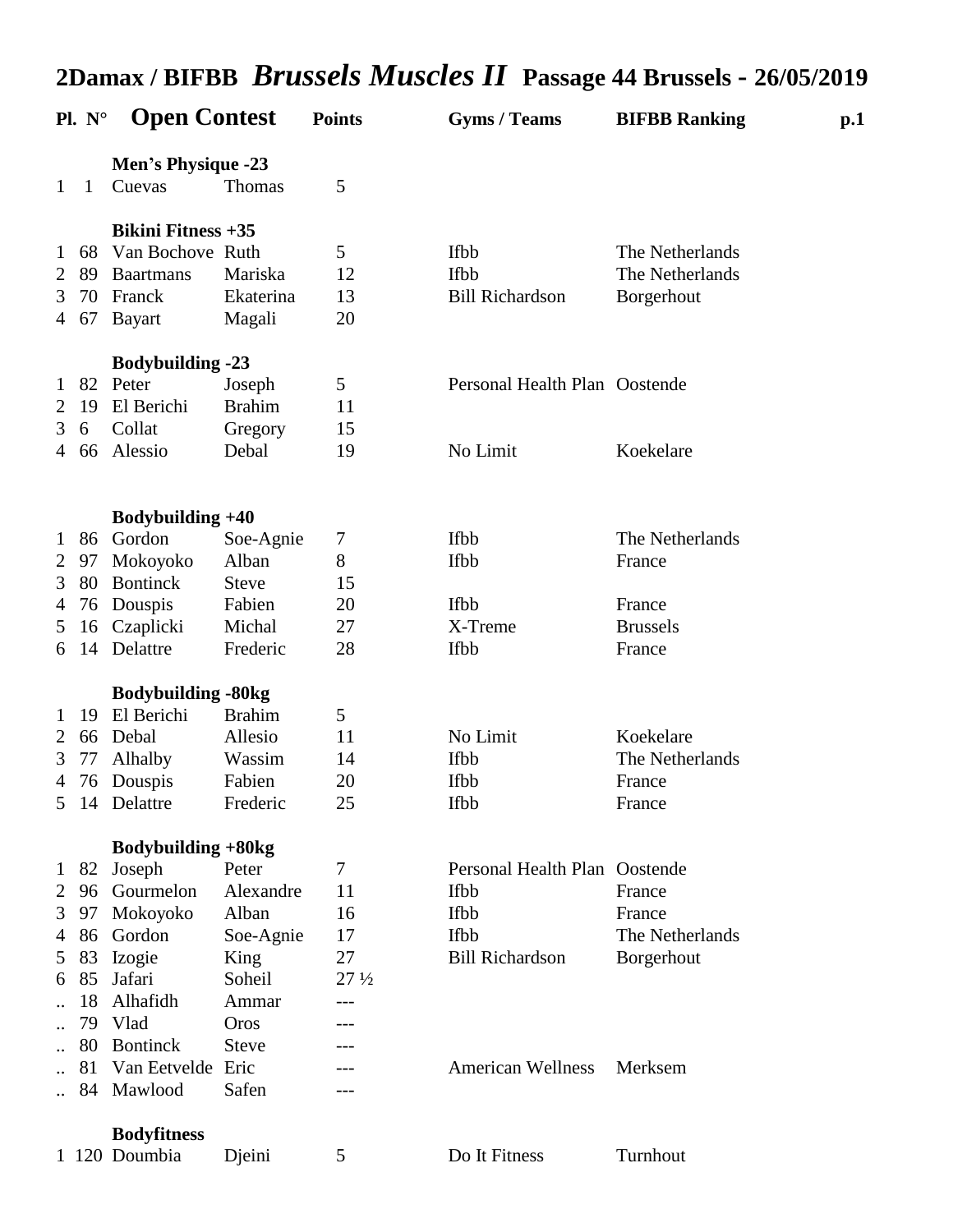# 2Damax / BIFBB *Brussels Muscles II* Passage 44 Brussels - 26/05/2019

| Pl. | N° | Open Contest | | Points | Gyms / Teams | BIFBB Ranking |
|---|---|---|---|---|---|---|
| | | **Men's Physique -23** | | | | |
| 1 | 1 | Cuevas | Thomas | 5 | | |
| | | **Bikini Fitness +35** | | | | |
| 1 | 68 | Van Bochove | Ruth | 5 | Ifbb | The Netherlands |
| 2 | 89 | Baartmans | Mariska | 12 | Ifbb | The Netherlands |
| 3 | 70 | Franck | Ekaterina | 13 | Bill Richardson | Borgerhout |
| 4 | 67 | Bayart | Magali | 20 | | |
| | | **Bodybuilding -23** | | | | |
| 1 | 82 | Peter | Joseph | 5 | Personal Health Plan | Oostende |
| 2 | 19 | El Berichi | Brahim | 11 | | |
| 3 | 6 | Collat | Gregory | 15 | | |
| 4 | 66 | Alessio | Debal | 19 | No Limit | Koekelare |
| | | **Bodybuilding +40** | | | | |
| 1 | 86 | Gordon | Soe-Agnie | 7 | Ifbb | The Netherlands |
| 2 | 97 | Mokoyoko | Alban | 8 | Ifbb | France |
| 3 | 80 | Bontinck | Steve | 15 | | |
| 4 | 76 | Douspis | Fabien | 20 | Ifbb | France |
| 5 | 16 | Czaplicki | Michal | 27 | X-Treme | Brussels |
| 6 | 14 | Delattre | Frederic | 28 | Ifbb | France |
| | | **Bodybuilding -80kg** | | | | |
| 1 | 19 | El Berichi | Brahim | 5 | | |
| 2 | 66 | Debal | Allesio | 11 | No Limit | Koekelare |
| 3 | 77 | Alhalby | Wassim | 14 | Ifbb | The Netherlands |
| 4 | 76 | Douspis | Fabien | 20 | Ifbb | France |
| 5 | 14 | Delattre | Frederic | 25 | Ifbb | France |
| | | **Bodybuilding +80kg** | | | | |
| 1 | 82 | Joseph | Peter | 7 | Personal Health Plan | Oostende |
| 2 | 96 | Gourmelon | Alexandre | 11 | Ifbb | France |
| 3 | 97 | Mokoyoko | Alban | 16 | Ifbb | France |
| 4 | 86 | Gordon | Soe-Agnie | 17 | Ifbb | The Netherlands |
| 5 | 83 | Izogie | King | 27 | Bill Richardson | Borgerhout |
| 6 | 85 | Jafari | Soheil | 27 ½ | | |
| .. | 18 | Alhafidh | Ammar | --- | | |
| .. | 79 | Vlad | Oros | --- | | |
| .. | 80 | Bontinck | Steve | --- | | |
| .. | 81 | Van Eetvelde | Eric | --- | American Wellness | Merksem |
| .. | 84 | Mawlood | Safen | --- | | |
| | | **Bodyfitness** | | | | |
| 1 | 120 | Doumbia | Djeini | 5 | Do It Fitness | Turnhout |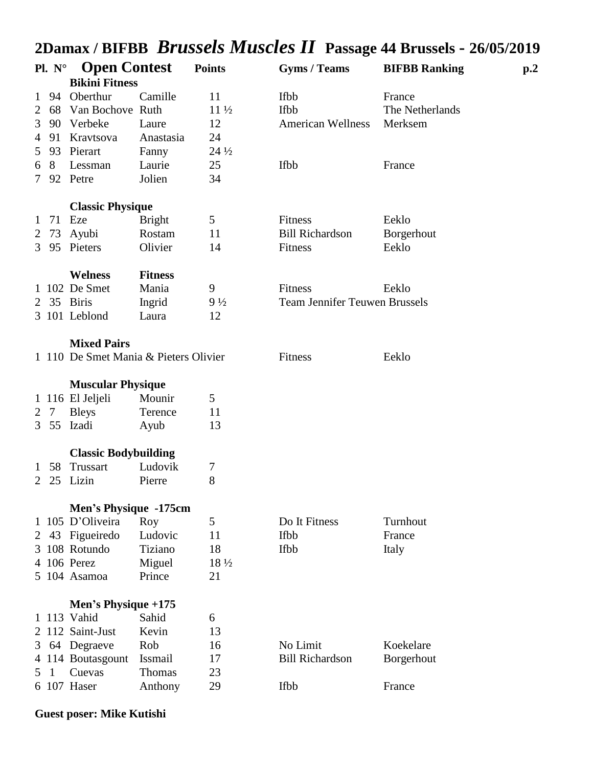# 2Damax / BIFBB *Brussels Muscles II* Passage 44 Brussels - 26/05/2019

| Pl. | N° | Open Contest | | Points | Gyms / Teams | BIFBB Ranking |
|---|---|---|---|---|---|---|
| | | **Bikini Fitness** | | | | |
| 1 | 94 | Oberthur | Camille | 11 | Ifbb | France |
| 2 | 68 | Van Bochove | Ruth | 11 ½ | Ifbb | The Netherlands |
| 3 | 90 | Verbeke | Laure | 12 | American Wellness | Merksem |
| 4 | 91 | Kravtsova | Anastasia | 24 | | |
| 5 | 93 | Pierart | Fanny | 24 ½ | | |
| 6 | 8 | Lessman | Laurie | 25 | Ifbb | France |
| 7 | 92 | Petre | Jolien | 34 | | |
| | | **Classic Physique** | | | | |
| 1 | 71 | Eze | Bright | 5 | Fitness | Eeklo |
| 2 | 73 | Ayubi | Rostam | 11 | Bill Richardson | Borgerhout |
| 3 | 95 | Pieters | Olivier | 14 | Fitness | Eeklo |
| | | **Welness** | **Fitness** | | | |
| 1 | 102 | De Smet | Mania | 9 | Fitness | Eeklo |
| 2 | 35 | Biris | Ingrid | 9 ½ | Team Jennifer Teuwen Brussels | |
| 3 | 101 | Leblond | Laura | 12 | | |
| | | **Mixed Pairs** | | | | |
| 1 | 110 | De Smet Mania & Pieters Olivier | | | Fitness | Eeklo |
| | | **Muscular Physique** | | | | |
| 1 | 116 | El Jeljeli | Mounir | 5 | | |
| 2 | 7 | Bleys | Terence | 11 | | |
| 3 | 55 | Izadi | Ayub | 13 | | |
| | | **Classic Bodybuilding** | | | | |
| 1 | 58 | Trussart | Ludovik | 7 | | |
| 2 | 25 | Lizin | Pierre | 8 | | |
| | | **Men's Physique -175cm** | | | | |
| 1 | 105 | D'Oliveira | Roy | 5 | Do It Fitness | Turnhout |
| 2 | 43 | Figueiredo | Ludovic | 11 | Ifbb | France |
| 3 | 108 | Rotundo | Tiziano | 18 | Ifbb | Italy |
| 4 | 106 | Perez | Miguel | 18 ½ | | |
| 5 | 104 | Asamoa | Prince | 21 | | |
| | | **Men's Physique +175** | | | | |
| 1 | 113 | Vahid | Sahid | 6 | | |
| 2 | 112 | Saint-Just | Kevin | 13 | | |
| 3 | 64 | Degraeve | Rob | 16 | No Limit | Koekelare |
| 4 | 114 | Boutasgount | Issmail | 17 | Bill Richardson | Borgerhout |
| 5 | 1 | Cuevas | Thomas | 23 | | |
| 6 | 107 | Haser | Anthony | 29 | Ifbb | France |

**Guest poser: Mike Kutishi**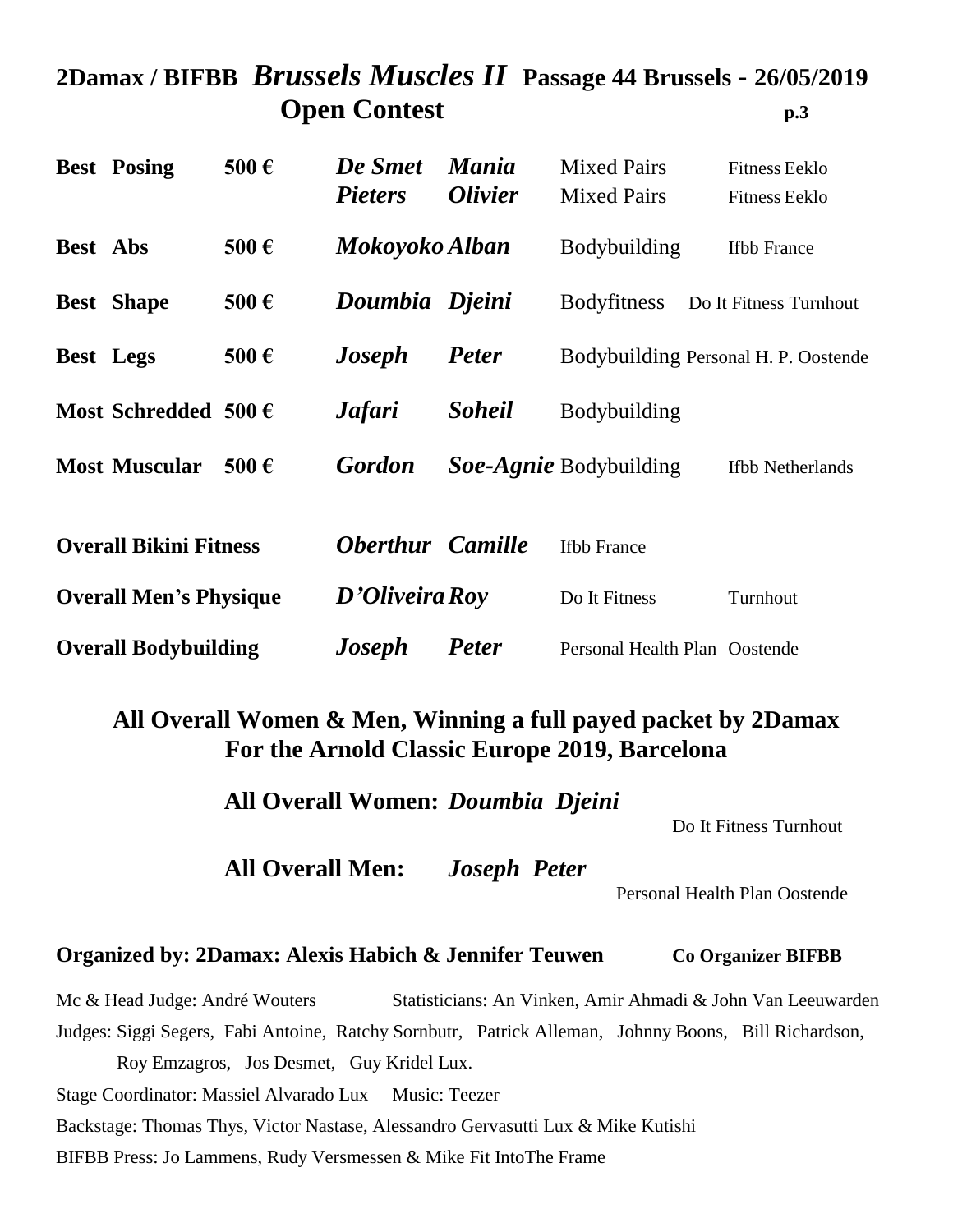# 2Damax / BIFBB *Brussels Muscles II* Passage 44 Brussels - 26/05/2019

## Open Contest

| | | | | | |
|---|---|---|---|---|---|
| **Best Posing** | **500 €** | ***De Smet*** | ***Mania*** | Mixed Pairs | Fitness Eeklo |
| | | ***Pieters*** | ***Olivier*** | Mixed Pairs | Fitness Eeklo |
| **Best Abs** | **500 €** | ***Mokoyoko*** | ***Alban*** | Bodybuilding | Ifbb France |
| **Best Shape** | **500 €** | ***Doumbia*** | ***Djeini*** | Bodyfitness | Do It Fitness Turnhout |
| **Best Legs** | **500 €** | ***Joseph*** | ***Peter*** | Bodybuilding | Personal H. P. Oostende |
| **Most Schredded** | **500 €** | ***Jafari*** | ***Soheil*** | Bodybuilding | |
| **Most Muscular** | **500 €** | ***Gordon*** | ***Soe-Agnie*** | Bodybuilding | Ifbb Netherlands |

| | | | | |
|---|---|---|---|---|
| **Overall Bikini Fitness** | ***Oberthur*** | ***Camille*** | Ifbb France | |
| **Overall Men's Physique** | ***D'Oliveira*** | ***Roy*** | Do It Fitness | Turnhout |
| **Overall Bodybuilding** | ***Joseph*** | ***Peter*** | Personal Health Plan | Oostende |

**All Overall Women & Men, Winning a full payed packet by 2Damax**
**For the Arnold Classic Europe 2019, Barcelona**

**All Overall Women:** ***Doumbia Djeini***
Do It Fitness Turnhout

**All Overall Men:** ***Joseph Peter***
Personal Health Plan Oostende

**Organized by: 2Damax: Alexis Habich & Jennifer Teuwen** **Co Organizer BIFBB**

Mc & Head Judge: André Wouters Statisticians: An Vinken, Amir Ahmadi & John Van Leeuwarden

Judges: Siggi Segers, Fabi Antoine, Ratchy Sornbutr, Patrick Alleman, Johnny Boons, Bill Richardson, Roy Emzagros, Jos Desmet, Guy Kridel Lux.

Stage Coordinator: Massiel Alvarado Lux Music: Teezer

Backstage: Thomas Thys, Victor Nastase, Alessandro Gervasutti Lux & Mike Kutishi

BIFBB Press: Jo Lammens, Rudy Versmessen & Mike Fit IntoThe Frame